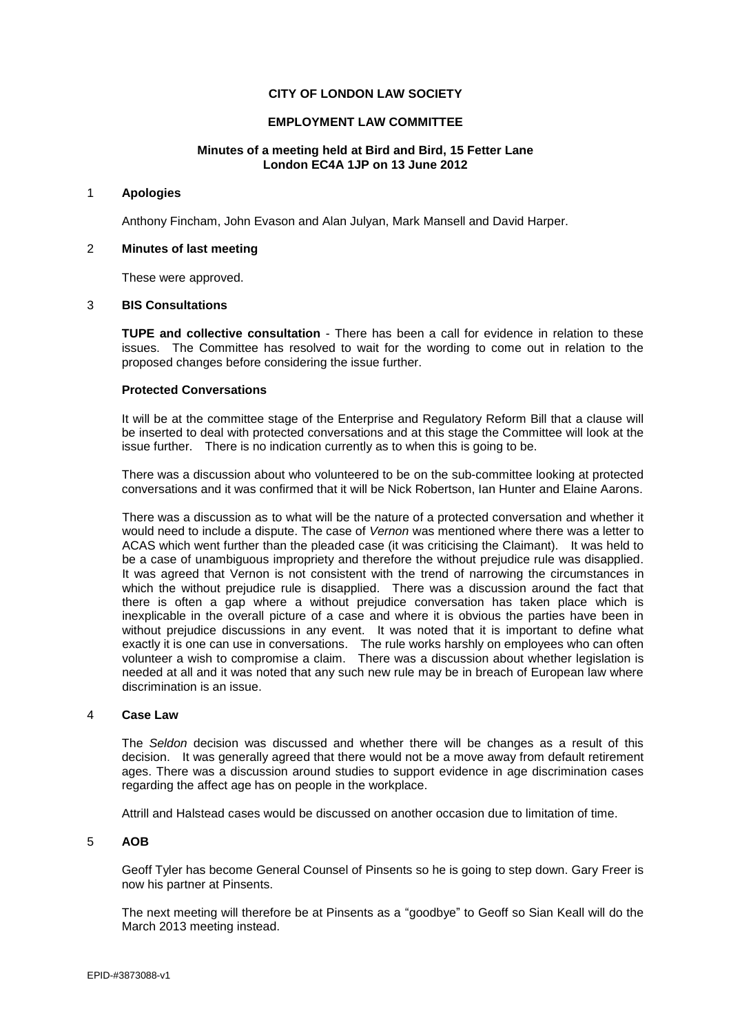**CITY OF LONDON LAW SOCIETY**

**EMPLOYMENT LAW COMMITTEE**

**Minutes of a meeting held at Bird and Bird, 15 Fetter Lane London EC4A 1JP on 13 June 2012**

## 1 Apologies

Anthony Fincham, John Evason and Alan Julyan, Mark Mansell and David Harper.

## 2 Minutes of last meeting

These were approved.

## 3 BIS Consultations

**TUPE and collective consultation** - There has been a call for evidence in relation to these issues. The Committee has resolved to wait for the wording to come out in relation to the proposed changes before considering the issue further.

**Protected Conversations**

It will be at the committee stage of the Enterprise and Regulatory Reform Bill that a clause will be inserted to deal with protected conversations and at this stage the Committee will look at the issue further. There is no indication currently as to when this is going to be.

There was a discussion about who volunteered to be on the sub-committee looking at protected conversations and it was confirmed that it will be Nick Robertson, Ian Hunter and Elaine Aarons.

There was a discussion as to what will be the nature of a protected conversation and whether it would need to include a dispute. The case of *Vernon* was mentioned where there was a letter to ACAS which went further than the pleaded case (it was criticising the Claimant). It was held to be a case of unambiguous impropriety and therefore the without prejudice rule was disapplied. It was agreed that Vernon is not consistent with the trend of narrowing the circumstances in which the without prejudice rule is disapplied. There was a discussion around the fact that there is often a gap where a without prejudice conversation has taken place which is inexplicable in the overall picture of a case and where it is obvious the parties have been in without prejudice discussions in any event. It was noted that it is important to define what exactly it is one can use in conversations. The rule works harshly on employees who can often volunteer a wish to compromise a claim. There was a discussion about whether legislation is needed at all and it was noted that any such new rule may be in breach of European law where discrimination is an issue.

## 4 Case Law

The *Seldon* decision was discussed and whether there will be changes as a result of this decision. It was generally agreed that there would not be a move away from default retirement ages. There was a discussion around studies to support evidence in age discrimination cases regarding the affect age has on people in the workplace.

Attrill and Halstead cases would be discussed on another occasion due to limitation of time.

## 5 AOB

Geoff Tyler has become General Counsel of Pinsents so he is going to step down. Gary Freer is now his partner at Pinsents.

The next meeting will therefore be at Pinsents as a "goodbye" to Geoff so Sian Keall will do the March 2013 meeting instead.

EPID-#3873088-v1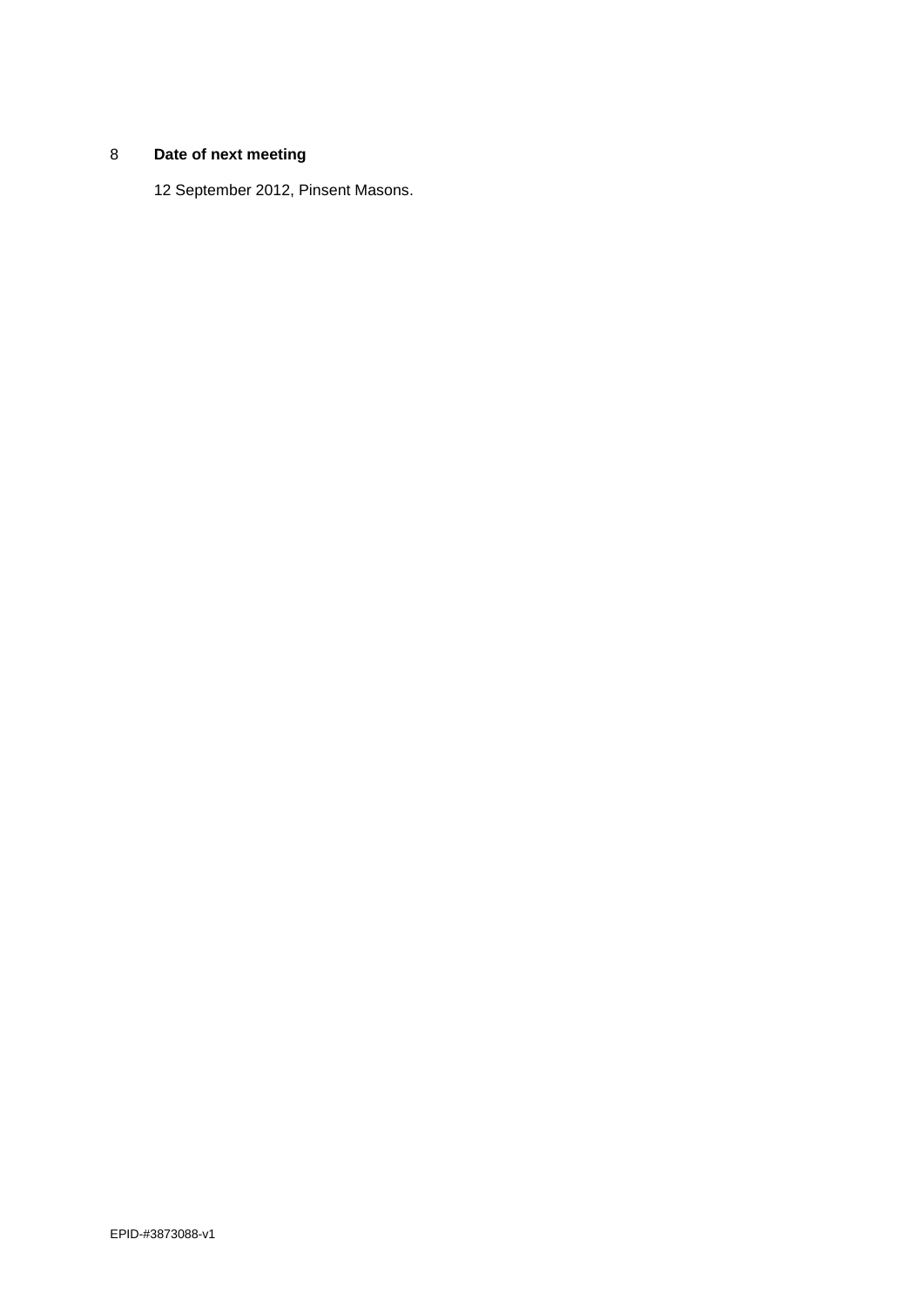8 **Date of next meeting**

12 September 2012, Pinsent Masons.